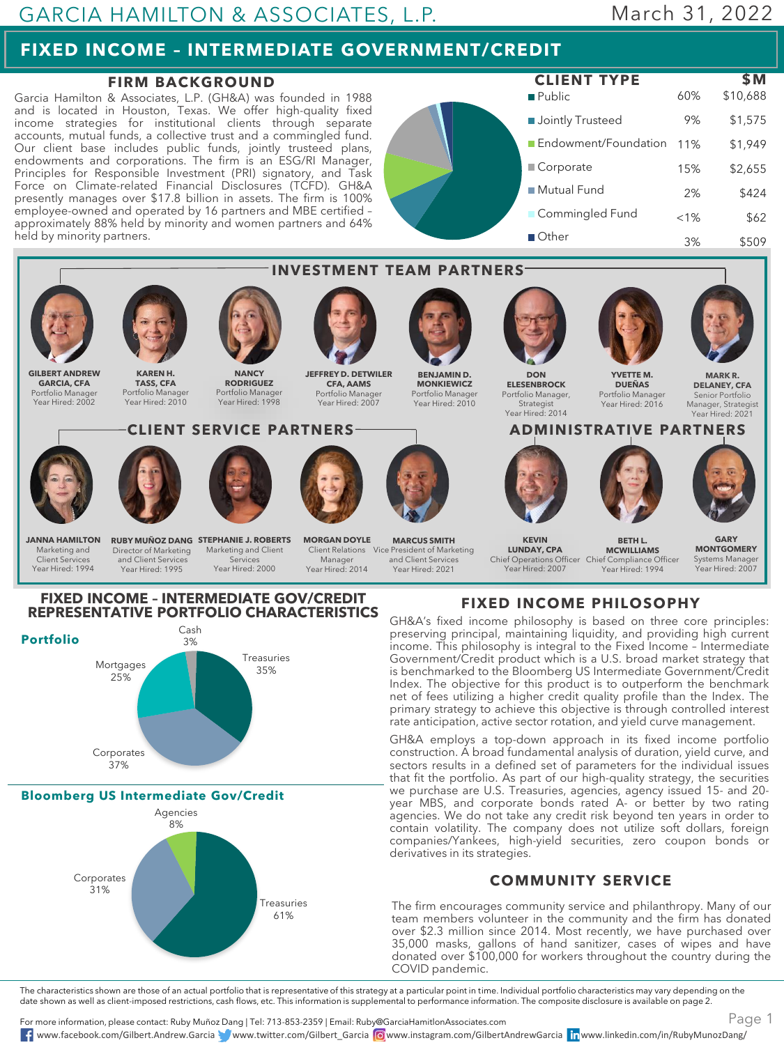GARCIA HAMILTON & ASSOCIATES, L.P.

March 31, 2022

# FIXED INCOME – INTERMEDIATE GOVERNMENT/CREDIT

## FIRM BACKGROUND

Garcia Hamilton & Associates, L.P. (GH&A) was founded in 1988 and is located in Houston, Texas. We offer high-quality fixed income strategies for institutional clients through separate accounts, mutual funds, a collective trust and a commingled fund. Our client base includes public funds, jointly trusted plans, endowments and corporations. The firm is an ESG/RI Manager, Principles for Responsible Investment (PRI) signatory, and Task Force on Climate-related Financial Disclosures (TCFD). GH&A presently manages over $17.8 billion in assets. The firm is 100% employee-owned and operated by 16 partners and MBE certified – approximately 88% held by minority and women partners and 64% held by minority partners.

## CLIENT TYPE

| Client Type | % | $M |
|---|---|---|
| Public | 60% | $10,688 |
| Jointly Trusteed | 9% | $1,575 |
| Endowment/Foundation | 11% | $1,949 |
| Corporate | 15% | $2,655 |
| Mutual Fund | 2% | $424 |
| Commingled Fund | <1% | $62 |
| Other | 3% | $509 |

## INVESTMENT TEAM PARTNERS

- **GILBERT ANDREW GARCIA, CFA** – Portfolio Manager, Year Hired: 2002
- **KAREN H. TASS, CFA** – Portfolio Manager, Year Hired: 2010
- **NANCY RODRIGUEZ** – Portfolio Manager, Year Hired: 1998
- **JEFFREY D. DETWILER CFA, AAMS** – Portfolio Manager, Year Hired: 2007
- **BENJAMIN D. MONKIEWICZ** – Portfolio Manager, Year Hired: 2010
- **DON ELESENBROCK** – Portfolio Manager, Strategist, Year Hired: 2014
- **YVETTE M. DUEÑAS** – Portfolio Manager, Year Hired: 2016
- **MARK R. DELANEY, CFA** – Senior Portfolio Manager, Strategist, Year Hired: 2021

## CLIENT SERVICE PARTNERS

- **JANNA HAMILTON** – Marketing and Client Services, Year Hired: 1994
- **RUBY MUÑOZ DANG** – Director of Marketing and Client Services, Year Hired: 1995
- **STEPHANIE J. ROBERTS** – Marketing and Client Services, Year Hired: 2000
- **MORGAN DOYLE** – Client Relations Manager, Year Hired: 2014
- **MARCUS SMITH** – Vice President of Marketing and Client Services, Year Hired: 2021

## ADMINISTRATIVE PARTNERS

- **KEVIN LUNDAY, CPA** – Chief Operations Officer, Year Hired: 2007
- **BETH L. MCWILLIAMS** – Chief Compliance Officer, Year Hired: 1994
- **GARY MONTGOMERY** – Systems Manager, Year Hired: 2007

## FIXED INCOME – INTERMEDIATE GOV/CREDIT REPRESENTATIVE PORTFOLIO CHARACTERISTICS

### Portfolio

| Sector | % |
|---|---|
| Treasuries | 35% |
| Corporates | 37% |
| Mortgages | 25% |
| Cash | 3% |

### Bloomberg US Intermediate Gov/Credit

| Sector | % |
|---|---|
| Treasuries | 61% |
| Corporates | 31% |
| Agencies | 8% |

## FIXED INCOME PHILOSOPHY

GH&A's fixed income philosophy is based on three core principles: preserving principal, maintaining liquidity, and providing high current income. This philosophy is integral to the Fixed Income – Intermediate Government/Credit product which is a U.S. broad market strategy that is benchmarked to the Bloomberg US Intermediate Government/Credit Index. The objective for this product is to outperform the benchmark net of fees utilizing a higher credit quality profile than the Index. The primary strategy to achieve this objective is through controlled interest rate anticipation, active sector rotation, and yield curve management.

GH&A employs a top-down approach in its fixed income portfolio construction. A broad fundamental analysis of duration, yield curve, and sectors results in a defined set of parameters for the individual issues that fit the portfolio. As part of our high-quality strategy, the securities we purchase are U.S. Treasuries, agencies, agency issued 15- and 20-year MBS, and corporate bonds rated A- or better by two rating agencies. We do not take any credit risk beyond ten years in order to contain volatility. The company does not utilize soft dollars, foreign companies/Yankees, high-yield securities, zero coupon bonds or derivatives in its strategies.

## COMMUNITY SERVICE

The firm encourages community service and philanthropy. Many of our team members volunteer in the community and the firm has donated over $2.3 million since 2014. Most recently, we have purchased over 35,000 masks, gallons of hand sanitizer, cases of wipes and have donated over $100,000 for workers throughout the country during the COVID pandemic.

The characteristics shown are those of an actual portfolio that is representative of this strategy at a particular point in time. Individual portfolio characteristics may vary depending on the date shown as well as client-imposed restrictions, cash flows, etc. This information is supplemental to performance information. The composite disclosure is available on page 2.

For more information, please contact: Ruby Muñoz Dang | Tel: 713-853-2359 | Email: Ruby@GarciaHamiltonAssociates.com

www.facebook.com/Gilbert.Andrew.Garcia | www.twitter.com/Gilbert_Garcia | www.instagram.com/GilbertAndrewGarcia | www.linkedin.com/in/RubyMunozDang/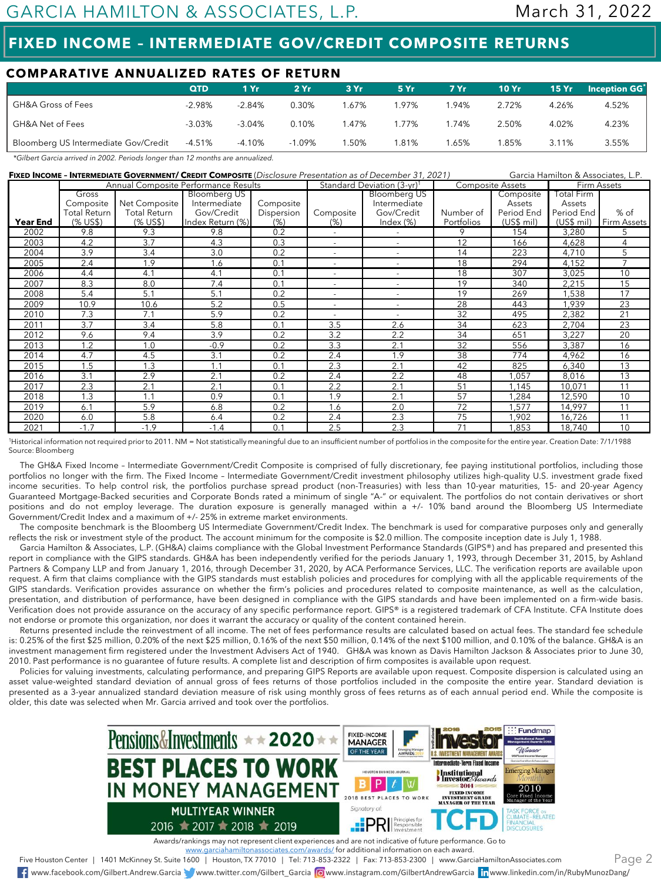# FIXED INCOME – INTERMEDIATE GOV/CREDIT COMPOSITE RETURNS

## COMPARATIVE ANNUALIZED RATES OF RETURN

| | QTD | 1 Yr | 2 Yr | 3 Yr | 5 Yr | 7 Yr | 10 Yr | 15 Yr | Inception GG* |
|---|---|---|---|---|---|---|---|---|---|
| GH&A Gross of Fees | -2.98% | -2.84% | 0.30% | 1.67% | 1.97% | 1.94% | 2.72% | 4.26% | 4.52% |
| GH&A Net of Fees | -3.03% | -3.04% | 0.10% | 1.47% | 1.77% | 1.74% | 2.50% | 4.02% | 4.23% |
| Bloomberg US Intermediate Gov/Credit | -4.51% | -4.10% | -1.09% | 1.50% | 1.81% | 1.65% | 1.85% | 3.11% | 3.55% |

*Gilbert Garcia arrived in 2002. Periods longer than 12 months are annualized.

**FIXED INCOME – INTERMEDIATE GOVERNMENT/ CREDIT COMPOSITE** (*Disclosure Presentation as of December 31, 2021*) Garcia Hamilton & Associates, L.P.

| | Annual Composite Performance Results | | | | Standard Deviation (3-yr)[1] | | Composite Assets | | Firm Assets | |
|---|---|---|---|---|---|---|---|---|---|---|
| Year End | Gross Composite Total Return (% US$) | Net Composite Total Return (% US$) | Bloomberg US Intermediate Gov/Credit Index Return (%) | Composite Dispersion (%) | Composite (%) | Bloomberg US Intermediate Gov/Credit Index (%) | Number of Portfolios | Composite Assets Period End (US$ mil) | Total Firm Assets Period End (US$ mil) | % of Firm Assets |
| 2002 | 9.8 | 9.3 | 9.8 | 0.2 | - | - | 9 | 154 | 3,280 | 5 |
| 2003 | 4.2 | 3.7 | 4.3 | 0.3 | - | - | 12 | 166 | 4,628 | 4 |
| 2004 | 3.9 | 3.4 | 3.0 | 0.2 | - | - | 14 | 223 | 4,710 | 5 |
| 2005 | 2.4 | 1.9 | 1.6 | 0.1 | - | - | 18 | 294 | 4,152 | 7 |
| 2006 | 4.4 | 4.1 | 4.1 | 0.1 | - | - | 18 | 307 | 3,025 | 10 |
| 2007 | 8.3 | 8.0 | 7.4 | 0.1 | - | - | 19 | 340 | 2,215 | 15 |
| 2008 | 5.4 | 5.1 | 5.1 | 0.2 | - | - | 19 | 269 | 1,538 | 17 |
| 2009 | 10.9 | 10.6 | 5.2 | 0.5 | - | - | 28 | 443 | 1,939 | 23 |
| 2010 | 7.3 | 7.1 | 5.9 | 0.2 | - | - | 32 | 495 | 2,382 | 21 |
| 2011 | 3.7 | 3.4 | 5.8 | 0.1 | 3.5 | 2.6 | 34 | 623 | 2,704 | 23 |
| 2012 | 9.6 | 9.4 | 3.9 | 0.2 | 3.2 | 2.2 | 34 | 651 | 3,227 | 20 |
| 2013 | 1.2 | 1.0 | -0.9 | 0.2 | 3.3 | 2.1 | 32 | 556 | 3,387 | 16 |
| 2014 | 4.7 | 4.5 | 3.1 | 0.2 | 2.4 | 1.9 | 38 | 774 | 4,962 | 16 |
| 2015 | 1.5 | 1.3 | 1.1 | 0.1 | 2.3 | 2.1 | 42 | 825 | 6,340 | 13 |
| 2016 | 3.1 | 2.9 | 2.1 | 0.2 | 2.4 | 2.2 | 48 | 1,057 | 8,016 | 13 |
| 2017 | 2.3 | 2.1 | 2.1 | 0.1 | 2.2 | 2.1 | 51 | 1,145 | 10,071 | 11 |
| 2018 | 1.3 | 1.1 | 0.9 | 0.1 | 1.9 | 2.1 | 57 | 1,284 | 12,590 | 10 |
| 2019 | 6.1 | 5.9 | 6.8 | 0.2 | 1.6 | 2.0 | 72 | 1,577 | 14,997 | 11 |
| 2020 | 6.0 | 5.8 | 6.4 | 0.2 | 2.4 | 2.3 | 75 | 1,902 | 16,726 | 11 |
| 2021 | -1.7 | -1.9 | -1.4 | 0.1 | 2.5 | 2.3 | 71 | 1,853 | 18,740 | 10 |

[1]Historical information not required prior to 2011. NM = Not statistically meaningful due to an insufficient number of portfolios in the composite for the entire year. Creation Date: 7/1/1988
Source: Bloomberg

The GH&A Fixed Income – Intermediate Government/Credit Composite is comprised of fully discretionary, fee paying institutional portfolios, including those portfolios no longer with the firm. The Fixed Income – Intermediate Government/Credit investment philosophy utilizes high-quality U.S. investment grade fixed income securities. To help control risk, the portfolios purchase spread product (non-Treasuries) with less than 10-year maturities, 15- and 20-year Agency Guaranteed Mortgage-Backed securities and Corporate Bonds rated a minimum of single "A-" or equivalent. The portfolios do not contain derivatives or short positions and do not employ leverage. The duration exposure is generally managed within a +/- 10% band around the Bloomberg US Intermediate Government/Credit Index and a maximum of +/- 25% in extreme market environments.

The composite benchmark is the Bloomberg US Intermediate Government/Credit Index. The benchmark is used for comparative purposes only and generally reflects the risk or investment style of the product. The account minimum for the composite is $2.0 million. The composite inception date is July 1, 1988.

Garcia Hamilton & Associates, L.P. (GH&A) claims compliance with the Global Investment Performance Standards (GIPS®) and has prepared and presented this report in compliance with the GIPS standards. GH&A has been independently verified for the periods January 1, 1993, through December 31, 2015, by Ashland Partners & Company LLP and from January 1, 2016, through December 31, 2020, by ACA Performance Services, LLC. The verification reports are available upon request. A firm that claims compliance with the GIPS standards must establish policies and procedures for complying with all the applicable requirements of the GIPS standards. Verification provides assurance on whether the firm's policies and procedures related to composite maintenance, as well as the calculation, presentation, and distribution of performance, have been designed in compliance with the GIPS standards and have been implemented on a firm-wide basis. Verification does not provide assurance on the accuracy of any specific performance report. GIPS® is a registered trademark of CFA Institute. CFA Institute does not endorse or promote this organization, nor does it warrant the accuracy or quality of the content contained herein.

Returns presented include the reinvestment of all income. The net of fees performance results are calculated based on actual fees. The standard fee schedule is: 0.25% of the first $25 million, 0.20% of the next $25 million, 0.16% of the next $50 million, 0.14% of the next $100 million, and 0.10% of the balance. GH&A is an investment management firm registered under the Investment Advisers Act of 1940. GH&A was known as Davis Hamilton Jackson & Associates prior to June 30, 2010. Past performance is no guarantee of future results. A complete list and description of firm composites is available upon request.

Policies for valuing investments, calculating performance, and preparing GIPS Reports are available upon request. Composite dispersion is calculated using an asset value-weighted standard deviation of annual gross of fees returns of those portfolios included in the composite the entire year. Standard deviation is presented as a 3-year annualized standard deviation measure of risk using monthly gross of fees returns as of each annual period end. While the composite is older, this date was selected when Mr. Garcia arrived and took over the portfolios.

Pensions&Investments 2020 BEST PLACES TO WORK IN MONEY MANAGEMENT MULTIYEAR WINNER 2016 2017 2018 2019

FIXED-INCOME MANAGER OF THE YEAR

HOUSTON BUSINESS JOURNAL 2018 BEST PLACES TO WORK

Signatory of: PRI Principles for Responsible Investment

2016 2015 Institutional Investor U.S. INVESTMENT MANAGEMENT AWARDS Intermediate-Term Fixed Income

Institutional Investor Awards 2014 FIXED INCOME INVESTMENT GRADE MANAGER OF THE YEAR

TCFD TASK FORCE ON CLIMATE-RELATED FINANCIAL DISCLOSURES

Fundmap Institutional Asset Management Awards 2018 Winner

Emerging Manager Monthly 2010 Core Fixed Income Manager of the Year

Awards/rankings may not represent client experiences and are not indicative of future performance. Go to www.garciahamiltonassociates.com/awards/ for additional information on each award.

Five Houston Center | 1401 McKinney St. Suite 1600 | Houston, TX 77010 | Tel: 713-853-2322 | Fax: 713-853-2300 | www.GarciaHamiltonAssociates.com

www.facebook.com/Gilbert.Andrew.Garcia www.twitter.com/Gilbert_Garcia www.instagram.com/GilbertAndrewGarcia www.linkedin.com/in/RubyMunozDang/